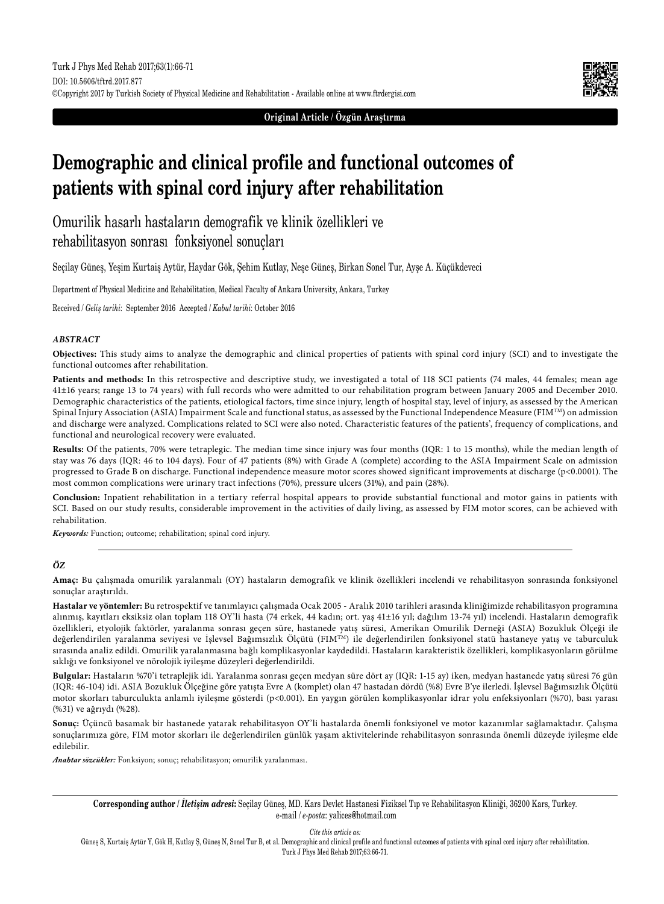**Original Article / Özgün Araştırma**

# Demographic and clinical profile and functional outcomes of patients with spinal cord injury after rehabilitation

## Omurilik hasarlı hastaların demografik ve klinik özellikleri ve rehabilitasyon sonrası fonksiyonel sonuçları

Seçilay Güneş, Yeşim Kurtaiş Aytür, Haydar Gök, Şehim Kutlay, Neşe Güneş, Birkan Sonel Tur, Ayşe A. Küçükdeveci

Department of Physical Medicine and Rehabilitation, Medical Faculty of Ankara University, Ankara, Turkey

Received / *Geliş tarihi*: September 2016 Accepted / *Kabul tarihi*: October 2016

### *ABSTRACT*

**Objectives:** This study aims to analyze the demographic and clinical properties of patients with spinal cord injury (SCI) and to investigate the functional outcomes after rehabilitation.

**Patients and methods:** In this retrospective and descriptive study, we investigated a total of 118 SCI patients (74 males, 44 females; mean age 41±16 years; range 13 to 74 years) with full records who were admitted to our rehabilitation program between January 2005 and December 2010. Demographic characteristics of the patients, etiological factors, time since injury, length of hospital stay, level of injury, as assessed by the American Spinal Injury Association (ASIA) Impairment Scale and functional status, as assessed by the Functional Independence Measure (FIM™) on admission and discharge were analyzed. Complications related to SCI were also noted. Characteristic features of the patients', frequency of complications, and functional and neurological recovery were evaluated.

**Results:** Of the patients, 70% were tetraplegic. The median time since injury was four months (IQR: 1 to 15 months), while the median length of stay was 76 days (IQR: 46 to 104 days). Four of 47 patients (8%) with Grade A (complete) according to the ASIA Impairment Scale on admission progressed to Grade B on discharge. Functional independence measure motor scores showed significant improvements at discharge ($p<0.0001$). The most common complications were urinary tract infections (70%), pressure ulcers (31%), and pain (28%).

**Conclusion:** Inpatient rehabilitation in a tertiary referral hospital appears to provide substantial functional and motor gains in patients with SCI. Based on our study results, considerable improvement in the activities of daily living, as assessed by FIM motor scores, can be achieved with rehabilitation.

***Keywords:*** Function; outcome; rehabilitation; spinal cord injury.

### *ÖZ*

**Amaç:** Bu çalışmada omurilik yaralanmalı (OY) hastaların demografik ve klinik özellikleri incelendi ve rehabilitasyon sonrasında fonksiyonel sonuçlar araştırıldı.

**Hastalar ve yöntemler:** Bu retrospektif ve tanımlayıcı çalışmada Ocak 2005 - Aralık 2010 tarihleri arasında kliniğimizde rehabilitasyon programına alınmış, kayıtları eksiksiz olan toplam 118 OY'li hasta (74 erkek, 44 kadın; ort. yaş 41±16 yıl; dağılım 13-74 yıl) incelendi. Hastaların demografik özellikleri, etyolojik faktörler, yaralanma sonrası geçen süre, hastanede yatış süresi, Amerikan Omurilik Derneği (ASIA) Bozukluk Ölçeği ile değerlendirilen yaralanma seviyesi ve İşlevsel Bağımsızlık Ölçütü (FIM™) ile değerlendirilen fonksiyonel statü hastaneye yatış ve taburculuk sırasında analiz edildi. Omurilik yaralanmasına bağlı komplikasyonlar kaydedildi. Hastaların karakteristik özellikleri, komplikasyonların görülme sıklığı ve fonksiyonel ve nörolojik iyileşme düzeyleri değerlendirildi.

**Bulgular:** Hastaların %70'i tetraplejik idi. Yaralanma sonrası geçen medyan süre dört ay (IQR: 1-15 ay) iken, medyan hastanede yatış süresi 76 gün (IQR: 46-104) idi. ASIA Bozukluk Ölçeğine göre yatışta Evre A (komplet) olan 47 hastadan dördü (%8) Evre B'ye ilerledi. İşlevsel Bağımsızlık Ölçütü motor skorları taburculukta anlamlı iyileşme gösterdi ($p<0.001$). En yaygın görülen komplikasyonlar idrar yolu enfeksiyonları (%70), bası yarası (%31) ve ağrıydı (%28).

**Sonuç:** Üçüncü basamak bir hastanede yatarak rehabilitasyon OY'li hastalarda önemli fonksiyonel ve motor kazanımlar sağlamaktadır. Çalışma sonuçlarımıza göre, FIM motor skorları ile değerlendirilen günlük yaşam aktivitelerinde rehabilitasyon sonrasında önemli düzeyde iyileşme elde edilebilir.

***Anahtar sözcükler:*** Fonksiyon; sonuç; rehabilitasyon; omurilik yaralanması.

---

**Corresponding author / *İletişim adresi*:** Seçilay Güneş, MD. Kars Devlet Hastanesi Fiziksel Tıp ve Rehabilitasyon Kliniği, 36200 Kars, Turkey.
e-mail / *e-posta*: yalices@hotmail.com

*Cite this article as:*
Güneş S, Kurtaiş Aytür Y, Gök H, Kutlay Ş, Güneş N, Sonel Tur B, et al. Demographic and clinical profile and functional outcomes of patients with spinal cord injury after rehabilitation. Turk J Phys Med Rehab 2017;63:66-71.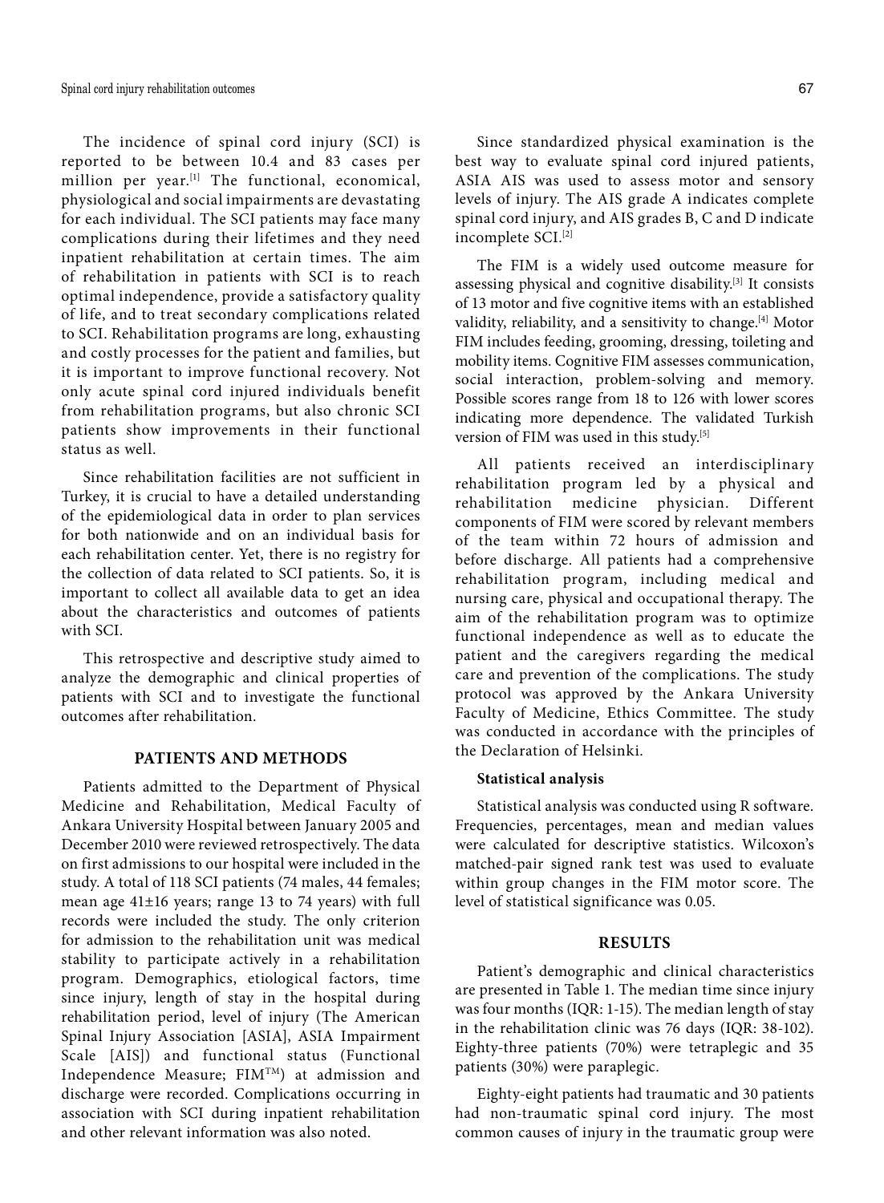The incidence of spinal cord injury (SCI) is reported to be between 10.4 and 83 cases per million per year.[1] The functional, economical, physiological and social impairments are devastating for each individual. The SCI patients may face many complications during their lifetimes and they need inpatient rehabilitation at certain times. The aim of rehabilitation in patients with SCI is to reach optimal independence, provide a satisfactory quality of life, and to treat secondary complications related to SCI. Rehabilitation programs are long, exhausting and costly processes for the patient and families, but it is important to improve functional recovery. Not only acute spinal cord injured individuals benefit from rehabilitation programs, but also chronic SCI patients show improvements in their functional status as well.

Since rehabilitation facilities are not sufficient in Turkey, it is crucial to have a detailed understanding of the epidemiological data in order to plan services for both nationwide and on an individual basis for each rehabilitation center. Yet, there is no registry for the collection of data related to SCI patients. So, it is important to collect all available data to get an idea about the characteristics and outcomes of patients with SCI.

This retrospective and descriptive study aimed to analyze the demographic and clinical properties of patients with SCI and to investigate the functional outcomes after rehabilitation.

## PATIENTS AND METHODS

Patients admitted to the Department of Physical Medicine and Rehabilitation, Medical Faculty of Ankara University Hospital between January 2005 and December 2010 were reviewed retrospectively. The data on first admissions to our hospital were included in the study. A total of 118 SCI patients (74 males, 44 females; mean age 41±16 years; range 13 to 74 years) with full records were included the study. The only criterion for admission to the rehabilitation unit was medical stability to participate actively in a rehabilitation program. Demographics, etiological factors, time since injury, length of stay in the hospital during rehabilitation period, level of injury (The American Spinal Injury Association [ASIA], ASIA Impairment Scale [AIS]) and functional status (Functional Independence Measure; FIM™) at admission and discharge were recorded. Complications occurring in association with SCI during inpatient rehabilitation and other relevant information was also noted.

Since standardized physical examination is the best way to evaluate spinal cord injured patients, ASIA AIS was used to assess motor and sensory levels of injury. The AIS grade A indicates complete spinal cord injury, and AIS grades B, C and D indicate incomplete SCI.[2]

The FIM is a widely used outcome measure for assessing physical and cognitive disability.[3] It consists of 13 motor and five cognitive items with an established validity, reliability, and a sensitivity to change.[4] Motor FIM includes feeding, grooming, dressing, toileting and mobility items. Cognitive FIM assesses communication, social interaction, problem-solving and memory. Possible scores range from 18 to 126 with lower scores indicating more dependence. The validated Turkish version of FIM was used in this study.[5]

All patients received an interdisciplinary rehabilitation program led by a physical and rehabilitation medicine physician. Different components of FIM were scored by relevant members of the team within 72 hours of admission and before discharge. All patients had a comprehensive rehabilitation program, including medical and nursing care, physical and occupational therapy. The aim of the rehabilitation program was to optimize functional independence as well as to educate the patient and the caregivers regarding the medical care and prevention of the complications. The study protocol was approved by the Ankara University Faculty of Medicine, Ethics Committee. The study was conducted in accordance with the principles of the Declaration of Helsinki.

### Statistical analysis

Statistical analysis was conducted using R software. Frequencies, percentages, mean and median values were calculated for descriptive statistics. Wilcoxon's matched-pair signed rank test was used to evaluate within group changes in the FIM motor score. The level of statistical significance was 0.05.

## RESULTS

Patient's demographic and clinical characteristics are presented in Table 1. The median time since injury was four months (IQR: 1-15). The median length of stay in the rehabilitation clinic was 76 days (IQR: 38-102). Eighty-three patients (70%) were tetraplegic and 35 patients (30%) were paraplegic.

Eighty-eight patients had traumatic and 30 patients had non-traumatic spinal cord injury. The most common causes of injury in the traumatic group were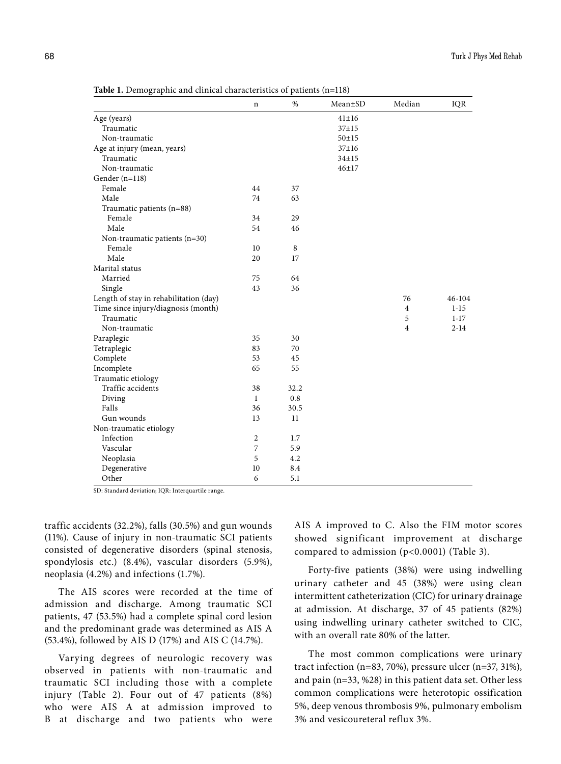**Table 1.** Demographic and clinical characteristics of patients (n=118)

| | n | % | Mean±SD | Median | IQR |
|---|---|---|---|---|---|
| Age (years) | | | 41±16 | | |
| Traumatic | | | 37±15 | | |
| Non-traumatic | | | 50±15 | | |
| Age at injury (mean, years) | | | 37±16 | | |
| Traumatic | | | 34±15 | | |
| Non-traumatic | | | 46±17 | | |
| Gender (n=118) | | | | | |
| Female | 44 | 37 | | | |
| Male | 74 | 63 | | | |
| Traumatic patients (n=88) | | | | | |
| Female | 34 | 29 | | | |
| Male | 54 | 46 | | | |
| Non-traumatic patients (n=30) | | | | | |
| Female | 10 | 8 | | | |
| Male | 20 | 17 | | | |
| Marital status | | | | | |
| Married | 75 | 64 | | | |
| Single | 43 | 36 | | | |
| Length of stay in rehabilitation (day) | | | | 76 | 46-104 |
| Time since injury/diagnosis (month) | | | | 4 | 1-15 |
| Traumatic | | | | 5 | 1-17 |
| Non-traumatic | | | | 4 | 2-14 |
| Paraplegic | 35 | 30 | | | |
| Tetraplegic | 83 | 70 | | | |
| Complete | 53 | 45 | | | |
| Incomplete | 65 | 55 | | | |
| Traumatic etiology | | | | | |
| Traffic accidents | 38 | 32.2 | | | |
| Diving | 1 | 0.8 | | | |
| Falls | 36 | 30.5 | | | |
| Gun wounds | 13 | 11 | | | |
| Non-traumatic etiology | | | | | |
| Infection | 2 | 1.7 | | | |
| Vascular | 7 | 5.9 | | | |
| Neoplasia | 5 | 4.2 | | | |
| Degenerative | 10 | 8.4 | | | |
| Other | 6 | 5.1 | | | |

SD: Standard deviation; IQR: Interquartile range.

traffic accidents (32.2%), falls (30.5%) and gun wounds (11%). Cause of injury in non-traumatic SCI patients consisted of degenerative disorders (spinal stenosis, spondylosis etc.) (8.4%), vascular disorders (5.9%), neoplasia (4.2%) and infections (1.7%).

The AIS scores were recorded at the time of admission and discharge. Among traumatic SCI patients, 47 (53.5%) had a complete spinal cord lesion and the predominant grade was determined as AIS A (53.4%), followed by AIS D (17%) and AIS C (14.7%).

Varying degrees of neurologic recovery was observed in patients with non-traumatic and traumatic SCI including those with a complete injury (Table 2). Four out of 47 patients (8%) who were AIS A at admission improved to B at discharge and two patients who were AIS A improved to C. Also the FIM motor scores showed significant improvement at discharge compared to admission ($p<0.0001$) (Table 3).

Forty-five patients (38%) were using indwelling urinary catheter and 45 (38%) were using clean intermittent catheterization (CIC) for urinary drainage at admission. At discharge, 37 of 45 patients (82%) using indwelling urinary catheter switched to CIC, with an overall rate 80% of the latter.

The most common complications were urinary tract infection (n=83, 70%), pressure ulcer (n=37, 31%), and pain (n=33, %28) in this patient data set. Other less common complications were heterotopic ossification 5%, deep venous thrombosis 9%, pulmonary embolism 3% and vesicoureteral reflux 3%.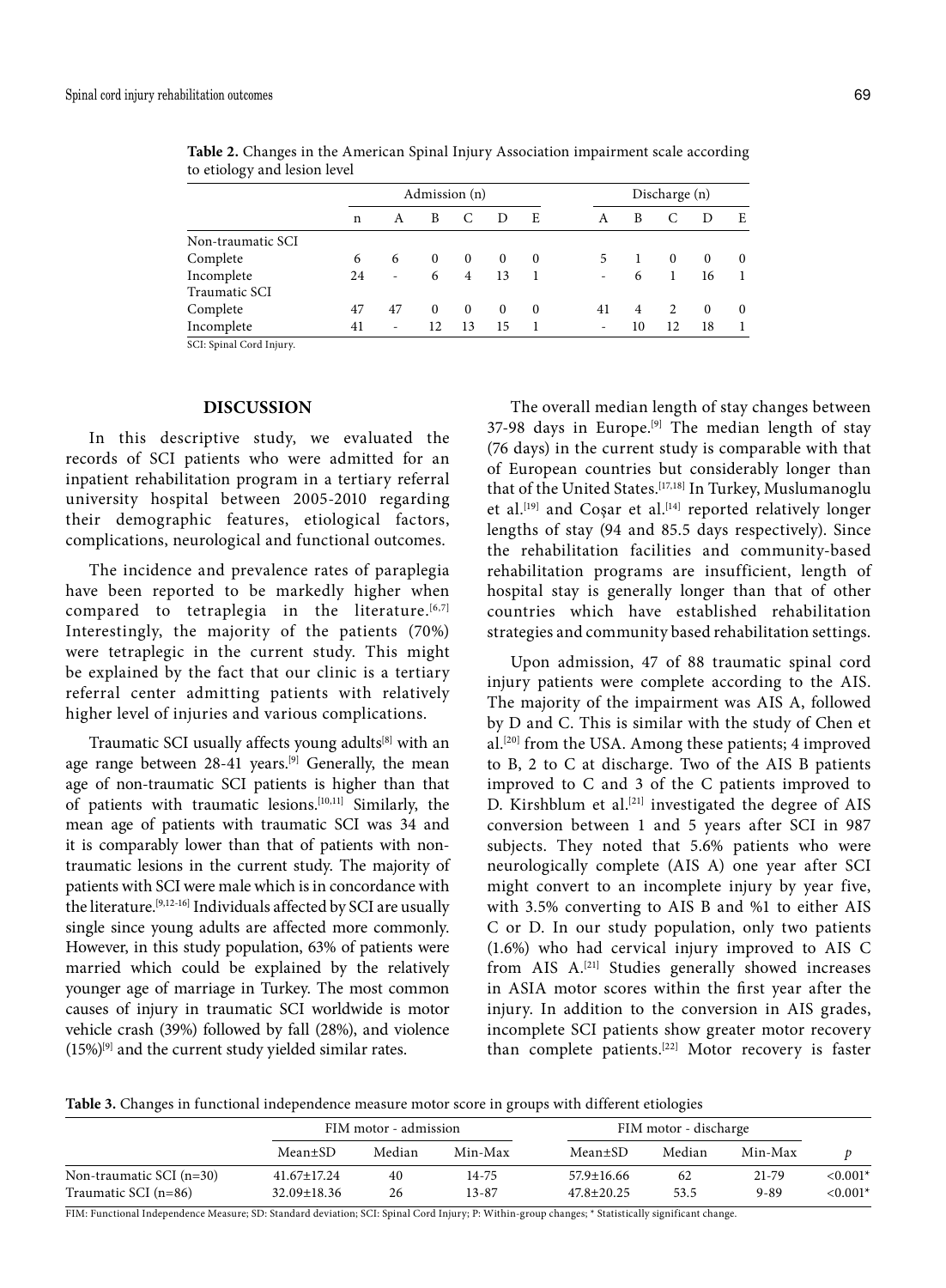**Table 2.** Changes in the American Spinal Injury Association impairment scale according to etiology and lesion level

| | Admission (n) | | | | | | Discharge (n) | | | | |
|---|---|---|---|---|---|---|---|---|---|---|---|
| | n | A | B | C | D | E | A | B | C | D | E |
| Non-traumatic SCI | | | | | | | | | | | |
| Complete | 6 | 6 | 0 | 0 | 0 | 0 | 5 | 1 | 0 | 0 | 0 |
| Incomplete | 24 | - | 6 | 4 | 13 | 1 | - | 6 | 1 | 16 | 1 |
| Traumatic SCI | | | | | | | | | | | |
| Complete | 47 | 47 | 0 | 0 | 0 | 0 | 41 | 4 | 2 | 0 | 0 |
| Incomplete | 41 | - | 12 | 13 | 15 | 1 | - | 10 | 12 | 18 | 1 |

SCI: Spinal Cord Injury.

## DISCUSSION

In this descriptive study, we evaluated the records of SCI patients who were admitted for an inpatient rehabilitation program in a tertiary referral university hospital between 2005-2010 regarding their demographic features, etiological factors, complications, neurological and functional outcomes.

The incidence and prevalence rates of paraplegia have been reported to be markedly higher when compared to tetraplegia in the literature.[6,7] Interestingly, the majority of the patients (70%) were tetraplegic in the current study. This might be explained by the fact that our clinic is a tertiary referral center admitting patients with relatively higher level of injuries and various complications.

Traumatic SCI usually affects young adults[8] with an age range between 28-41 years.[9] Generally, the mean age of non-traumatic SCI patients is higher than that of patients with traumatic lesions.[10,11] Similarly, the mean age of patients with traumatic SCI was 34 and it is comparably lower than that of patients with non-traumatic lesions in the current study. The majority of patients with SCI were male which is in concordance with the literature.[9,12-16] Individuals affected by SCI are usually single since young adults are affected more commonly. However, in this study population, 63% of patients were married which could be explained by the relatively younger age of marriage in Turkey. The most common causes of injury in traumatic SCI worldwide is motor vehicle crash (39%) followed by fall (28%), and violence (15%)[9] and the current study yielded similar rates.

The overall median length of stay changes between 37-98 days in Europe.[9] The median length of stay (76 days) in the current study is comparable with that of European countries but considerably longer than that of the United States.[17,18] In Turkey, Muslumanoglu et al.[19] and Coşar et al.[14] reported relatively longer lengths of stay (94 and 85.5 days respectively). Since the rehabilitation facilities and community-based rehabilitation programs are insufficient, length of hospital stay is generally longer than that of other countries which have established rehabilitation strategies and community based rehabilitation settings.

Upon admission, 47 of 88 traumatic spinal cord injury patients were complete according to the AIS. The majority of the impairment was AIS A, followed by D and C. This is similar with the study of Chen et al.[20] from the USA. Among these patients; 4 improved to B, 2 to C at discharge. Two of the AIS B patients improved to C and 3 of the C patients improved to D. Kirshblum et al.[21] investigated the degree of AIS conversion between 1 and 5 years after SCI in 987 subjects. They noted that 5.6% patients who were neurologically complete (AIS A) one year after SCI might convert to an incomplete injury by year five, with 3.5% converting to AIS B and %1 to either AIS C or D. In our study population, only two patients (1.6%) who had cervical injury improved to AIS C from AIS A.[21] Studies generally showed increases in ASIA motor scores within the first year after the injury. In addition to the conversion in AIS grades, incomplete SCI patients show greater motor recovery than complete patients.[22] Motor recovery is faster

**Table 3.** Changes in functional independence measure motor score in groups with different etiologies

| | FIM motor - admission | | | FIM motor - discharge | | | |
|---|---|---|---|---|---|---|---|
| | Mean±SD | Median | Min-Max | Mean±SD | Median | Min-Max | *p* |
| Non-traumatic SCI (n=30) | 41.67±17.24 | 40 | 14-75 | 57.9±16.66 | 62 | 21-79 | <0.001* |
| Traumatic SCI (n=86) | 32.09±18.36 | 26 | 13-87 | 47.8±20.25 | 53.5 | 9-89 | <0.001* |

FIM: Functional Independence Measure; SD: Standard deviation; SCI: Spinal Cord Injury; P: Within-group changes; * Statistically significant change.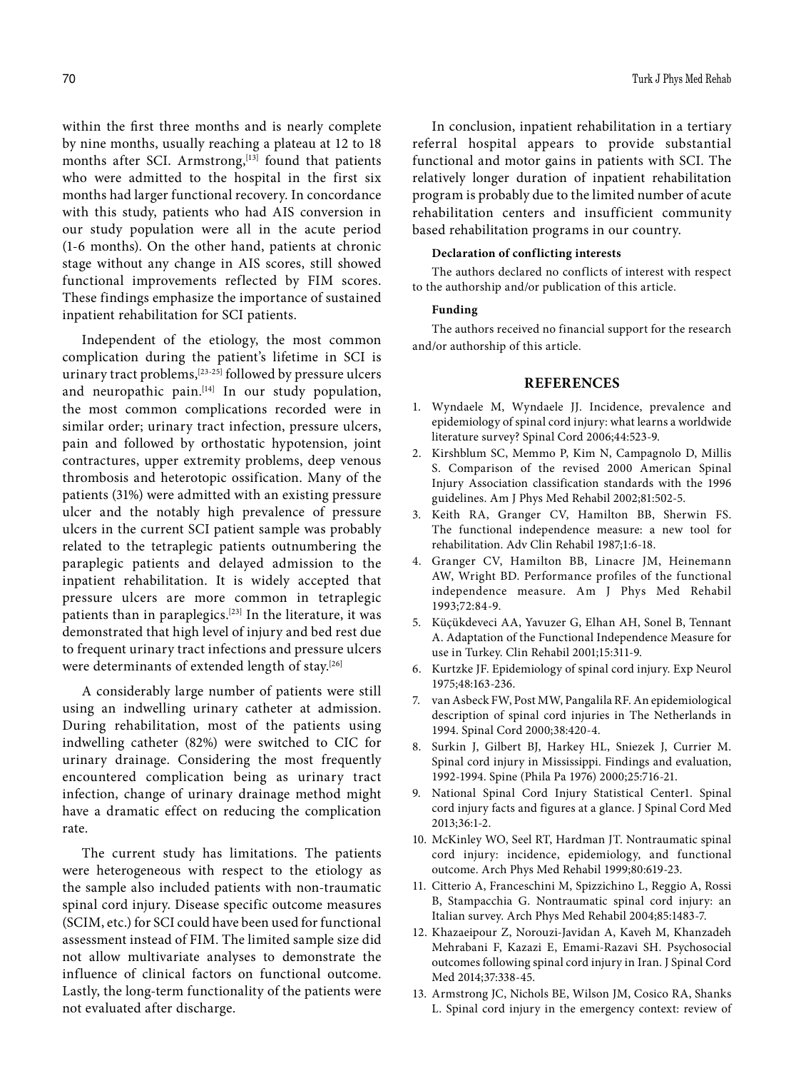within the first three months and is nearly complete by nine months, usually reaching a plateau at 12 to 18 months after SCI. Armstrong,[13] found that patients who were admitted to the hospital in the first six months had larger functional recovery. In concordance with this study, patients who had AIS conversion in our study population were all in the acute period (1-6 months). On the other hand, patients at chronic stage without any change in AIS scores, still showed functional improvements reflected by FIM scores. These findings emphasize the importance of sustained inpatient rehabilitation for SCI patients.

Independent of the etiology, the most common complication during the patient's lifetime in SCI is urinary tract problems,[23-25] followed by pressure ulcers and neuropathic pain.[14] In our study population, the most common complications recorded were in similar order; urinary tract infection, pressure ulcers, pain and followed by orthostatic hypotension, joint contractures, upper extremity problems, deep venous thrombosis and heterotopic ossification. Many of the patients (31%) were admitted with an existing pressure ulcer and the notably high prevalence of pressure ulcers in the current SCI patient sample was probably related to the tetraplegic patients outnumbering the paraplegic patients and delayed admission to the inpatient rehabilitation. It is widely accepted that pressure ulcers are more common in tetraplegic patients than in paraplegics.[23] In the literature, it was demonstrated that high level of injury and bed rest due to frequent urinary tract infections and pressure ulcers were determinants of extended length of stay.[26]

A considerably large number of patients were still using an indwelling urinary catheter at admission. During rehabilitation, most of the patients using indwelling catheter (82%) were switched to CIC for urinary drainage. Considering the most frequently encountered complication being as urinary tract infection, change of urinary drainage method might have a dramatic effect on reducing the complication rate.

The current study has limitations. The patients were heterogeneous with respect to the etiology as the sample also included patients with non-traumatic spinal cord injury. Disease specific outcome measures (SCIM, etc.) for SCI could have been used for functional assessment instead of FIM. The limited sample size did not allow multivariate analyses to demonstrate the influence of clinical factors on functional outcome. Lastly, the long-term functionality of the patients were not evaluated after discharge.

In conclusion, inpatient rehabilitation in a tertiary referral hospital appears to provide substantial functional and motor gains in patients with SCI. The relatively longer duration of inpatient rehabilitation program is probably due to the limited number of acute rehabilitation centers and insufficient community based rehabilitation programs in our country.

**Declaration of conflicting interests**

The authors declared no conflicts of interest with respect to the authorship and/or publication of this article.

**Funding**

The authors received no financial support for the research and/or authorship of this article.

## REFERENCES

1. Wyndaele M, Wyndaele JJ. Incidence, prevalence and epidemiology of spinal cord injury: what learns a worldwide literature survey? Spinal Cord 2006;44:523-9.
2. Kirshblum SC, Memmo P, Kim N, Campagnolo D, Millis S. Comparison of the revised 2000 American Spinal Injury Association classification standards with the 1996 guidelines. Am J Phys Med Rehabil 2002;81:502-5.
3. Keith RA, Granger CV, Hamilton BB, Sherwin FS. The functional independence measure: a new tool for rehabilitation. Adv Clin Rehabil 1987;1:6-18.
4. Granger CV, Hamilton BB, Linacre JM, Heinemann AW, Wright BD. Performance profiles of the functional independence measure. Am J Phys Med Rehabil 1993;72:84-9.
5. Küçükdeveci AA, Yavuzer G, Elhan AH, Sonel B, Tennant A. Adaptation of the Functional Independence Measure for use in Turkey. Clin Rehabil 2001;15:311-9.
6. Kurtzke JF. Epidemiology of spinal cord injury. Exp Neurol 1975;48:163-236.
7. van Asbeck FW, Post MW, Pangalila RF. An epidemiological description of spinal cord injuries in The Netherlands in 1994. Spinal Cord 2000;38:420-4.
8. Surkin J, Gilbert BJ, Harkey HL, Sniezek J, Currier M. Spinal cord injury in Mississippi. Findings and evaluation, 1992-1994. Spine (Phila Pa 1976) 2000;25:716-21.
9. National Spinal Cord Injury Statistical Center1. Spinal cord injury facts and figures at a glance. J Spinal Cord Med 2013;36:1-2.
10. McKinley WO, Seel RT, Hardman JT. Nontraumatic spinal cord injury: incidence, epidemiology, and functional outcome. Arch Phys Med Rehabil 1999;80:619-23.
11. Citterio A, Franceschini M, Spizzichino L, Reggio A, Rossi B, Stampacchia G. Nontraumatic spinal cord injury: an Italian survey. Arch Phys Med Rehabil 2004;85:1483-7.
12. Khazaeipour Z, Norouzi-Javidan A, Kaveh M, Khanzadeh Mehrabani F, Kazazi E, Emami-Razavi SH. Psychosocial outcomes following spinal cord injury in Iran. J Spinal Cord Med 2014;37:338-45.
13. Armstrong JC, Nichols BE, Wilson JM, Cosico RA, Shanks L. Spinal cord injury in the emergency context: review of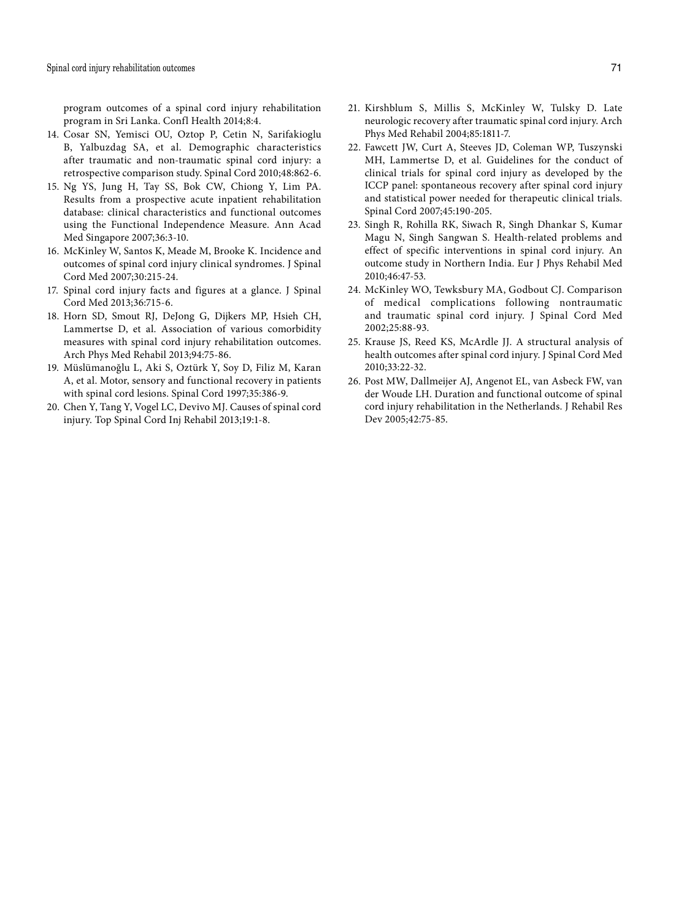program outcomes of a spinal cord injury rehabilitation program in Sri Lanka. Confl Health 2014;8:4.

14. Cosar SN, Yemisci OU, Oztop P, Cetin N, Sarifakioglu B, Yalbuzdag SA, et al. Demographic characteristics after traumatic and non-traumatic spinal cord injury: a retrospective comparison study. Spinal Cord 2010;48:862-6.
15. Ng YS, Jung H, Tay SS, Bok CW, Chiong Y, Lim PA. Results from a prospective acute inpatient rehabilitation database: clinical characteristics and functional outcomes using the Functional Independence Measure. Ann Acad Med Singapore 2007;36:3-10.
16. McKinley W, Santos K, Meade M, Brooke K. Incidence and outcomes of spinal cord injury clinical syndromes. J Spinal Cord Med 2007;30:215-24.
17. Spinal cord injury facts and figures at a glance. J Spinal Cord Med 2013;36:715-6.
18. Horn SD, Smout RJ, DeJong G, Dijkers MP, Hsieh CH, Lammertse D, et al. Association of various comorbidity measures with spinal cord injury rehabilitation outcomes. Arch Phys Med Rehabil 2013;94:75-86.
19. Müslümanoğlu L, Aki S, Oztürk Y, Soy D, Filiz M, Karan A, et al. Motor, sensory and functional recovery in patients with spinal cord lesions. Spinal Cord 1997;35:386-9.
20. Chen Y, Tang Y, Vogel LC, Devivo MJ. Causes of spinal cord injury. Top Spinal Cord Inj Rehabil 2013;19:1-8.
21. Kirshblum S, Millis S, McKinley W, Tulsky D. Late neurologic recovery after traumatic spinal cord injury. Arch Phys Med Rehabil 2004;85:1811-7.
22. Fawcett JW, Curt A, Steeves JD, Coleman WP, Tuszynski MH, Lammertse D, et al. Guidelines for the conduct of clinical trials for spinal cord injury as developed by the ICCP panel: spontaneous recovery after spinal cord injury and statistical power needed for therapeutic clinical trials. Spinal Cord 2007;45:190-205.
23. Singh R, Rohilla RK, Siwach R, Singh Dhankar S, Kumar Magu N, Singh Sangwan S. Health-related problems and effect of specific interventions in spinal cord injury. An outcome study in Northern India. Eur J Phys Rehabil Med 2010;46:47-53.
24. McKinley WO, Tewksbury MA, Godbout CJ. Comparison of medical complications following nontraumatic and traumatic spinal cord injury. J Spinal Cord Med 2002;25:88-93.
25. Krause JS, Reed KS, McArdle JJ. A structural analysis of health outcomes after spinal cord injury. J Spinal Cord Med 2010;33:22-32.
26. Post MW, Dallmeijer AJ, Angenot EL, van Asbeck FW, van der Woude LH. Duration and functional outcome of spinal cord injury rehabilitation in the Netherlands. J Rehabil Res Dev 2005;42:75-85.